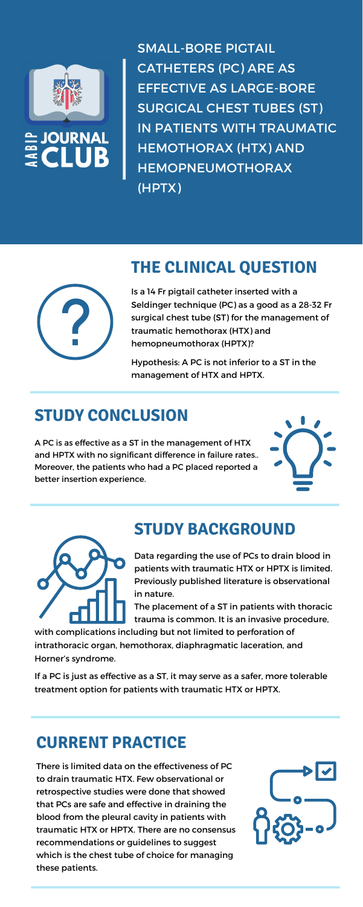AABIP JOURNAL CLUB

# SMALL-BORE PIGTAIL CATHETERS (PC) ARE AS EFFECTIVE AS LARGE-BORE SURGICAL CHEST TUBES (ST) IN PATIENTS WITH TRAUMATIC HEMOTHORAX (HTX) AND HEMOPNEUMOTHORAX (HPTX)

## THE CLINICAL QUESTION

Is a 14 Fr pigtail catheter inserted with a Seldinger technique (PC) as a good as a 28-32 Fr surgical chest tube (ST) for the management of traumatic hemothorax (HTX) and hemopneumothorax (HPTX)?

Hypothesis: A PC is not inferior to a ST in the management of HTX and HPTX.

## STUDY CONCLUSION

A PC is as effective as a ST in the management of HTX and HPTX with no significant difference in failure rates.. Moreover, the patients who had a PC placed reported a better insertion experience.

## STUDY BACKGROUND

Data regarding the use of PCs to drain blood in patients with traumatic HTX or HPTX is limited. Previously published literature is observational in nature.

The placement of a ST in patients with thoracic trauma is common. It is an invasive procedure, with complications including but not limited to perforation of intrathoracic organ, hemothorax, diaphragmatic laceration, and Horner's syndrome.

If a PC is just as effective as a ST, it may serve as a safer, more tolerable treatment option for patients with traumatic HTX or HPTX.

## CURRENT PRACTICE

There is limited data on the effectiveness of PC to drain traumatic HTX. Few observational or retrospective studies were done that showed that PCs are safe and effective in draining the blood from the pleural cavity in patients with traumatic HTX or HPTX. There are no consensus recommendations or guidelines to suggest which is the chest tube of choice for managing these patients.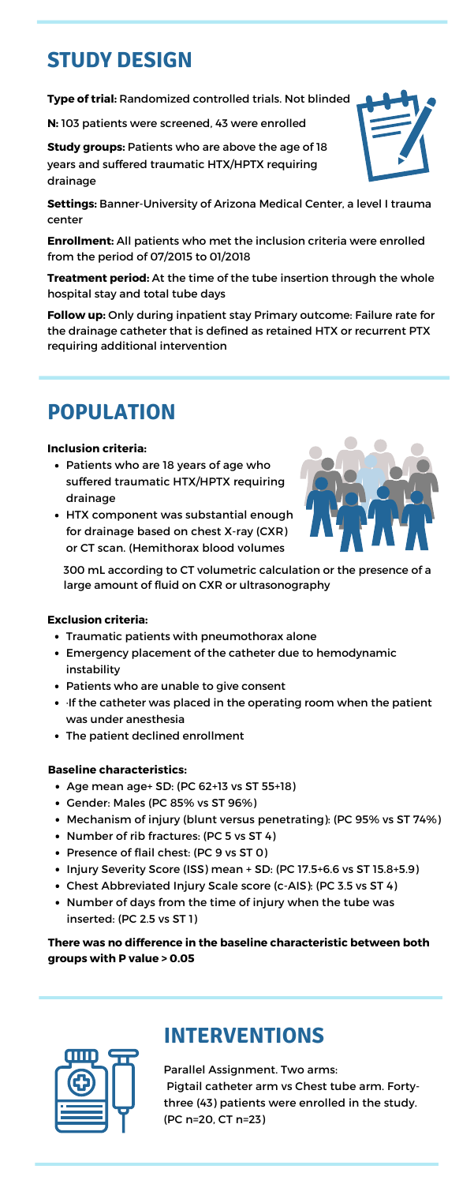## STUDY DESIGN

**Type of trial:** Randomized controlled trials. Not blinded

**N:** 103 patients were screened, 43 were enrolled

**Study groups:** Patients who are above the age of 18 years and suffered traumatic HTX/HPTX requiring drainage

**Settings:** Banner-University of Arizona Medical Center, a level I trauma center

**Enrollment:** All patients who met the inclusion criteria were enrolled from the period of 07/2015 to 01/2018

**Treatment period:** At the time of the tube insertion through the whole hospital stay and total tube days

**Follow up:** Only during inpatient stay Primary outcome: Failure rate for the drainage catheter that is defined as retained HTX or recurrent PTX requiring additional intervention

## POPULATION

**Inclusion criteria:**

- Patients who are 18 years of age who suffered traumatic HTX/HPTX requiring drainage
- HTX component was substantial enough for drainage based on chest X-ray (CXR) or CT scan. (Hemithorax blood volumes 300 mL according to CT volumetric calculation or the presence of a large amount of fluid on CXR or ultrasonography

**Exclusion criteria:**

- Traumatic patients with pneumothorax alone
- Emergency placement of the catheter due to hemodynamic instability
- Patients who are unable to give consent
- ·If the catheter was placed in the operating room when the patient was under anesthesia
- The patient declined enrollment

**Baseline characteristics:**

- Age mean age+ SD: (PC 62+13 vs ST 55+18)
- Gender: Males (PC 85% vs ST 96%)
- Mechanism of injury (blunt versus penetrating): (PC 95% vs ST 74%)
- Number of rib fractures: (PC 5 vs ST 4)
- Presence of flail chest: (PC 9 vs ST 0)
- Injury Severity Score (ISS) mean + SD: (PC 17.5+6.6 vs ST 15.8+5.9)
- Chest Abbreviated Injury Scale score (c-AIS): (PC 3.5 vs ST 4)
- Number of days from the time of injury when the tube was inserted: (PC 2.5 vs ST 1)

**There was no difference in the baseline characteristic between both groups with P value > 0.05**

## INTERVENTIONS

Parallel Assignment. Two arms:
Pigtail catheter arm vs Chest tube arm. Forty-three (43) patients were enrolled in the study. (PC n=20, CT n=23)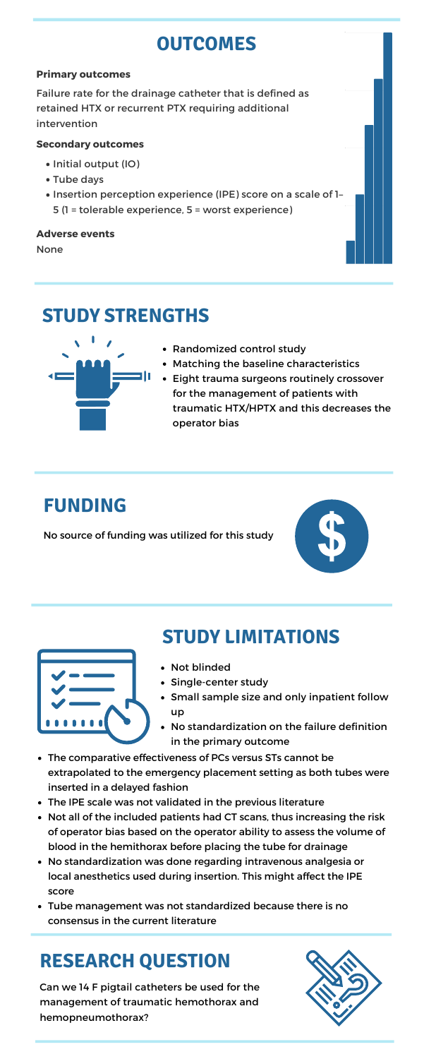## OUTCOMES

**Primary outcomes**

Failure rate for the drainage catheter that is defined as retained HTX or recurrent PTX requiring additional intervention

**Secondary outcomes**

- Initial output (IO)
- Tube days
- Insertion perception experience (IPE) score on a scale of 1–5 (1 = tolerable experience, 5 = worst experience)

**Adverse events**

None

## STUDY STRENGTHS

- Randomized control study
- Matching the baseline characteristics
- Eight trauma surgeons routinely crossover for the management of patients with traumatic HTX/HPTX and this decreases the operator bias

## FUNDING

No source of funding was utilized for this study

## STUDY LIMITATIONS

- Not blinded
- Single-center study
- Small sample size and only inpatient follow up
- No standardization on the failure definition in the primary outcome
- The comparative effectiveness of PCs versus STs cannot be extrapolated to the emergency placement setting as both tubes were inserted in a delayed fashion
- The IPE scale was not validated in the previous literature
- Not all of the included patients had CT scans, thus increasing the risk of operator bias based on the operator ability to assess the volume of blood in the hemithorax before placing the tube for drainage
- No standardization was done regarding intravenous analgesia or local anesthetics used during insertion. This might affect the IPE score
- Tube management was not standardized because there is no consensus in the current literature

## RESEARCH QUESTION

Can we 14 F pigtail catheters be used for the management of traumatic hemothorax and hemopneumothorax?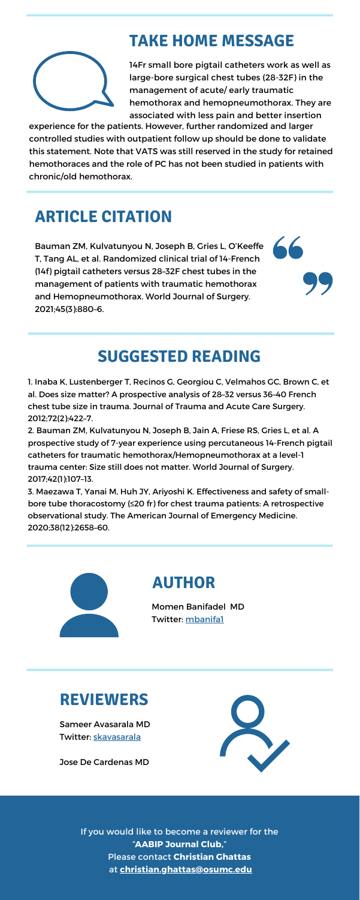## TAKE HOME MESSAGE

14Fr small bore pigtail catheters work as well as large-bore surgical chest tubes (28-32F) in the management of acute/ early traumatic hemothorax and hemopneumothorax. They are associated with less pain and better insertion experience for the patients. However, further randomized and larger controlled studies with outpatient follow up should be done to validate this statement. Note that VATS was still reserved in the study for retained hemothoraces and the role of PC has not been studied in patients with chronic/old hemothorax.

## ARTICLE CITATION

Bauman ZM, Kulvatunyou N, Joseph B, Gries L, O'Keeffe T, Tang AL, et al. Randomized clinical trial of 14-French (14f) pigtail catheters versus 28–32F chest tubes in the management of patients with traumatic hemothorax and Hemopneumothorax. World Journal of Surgery. 2021;45(3):880–6.

## SUGGESTED READING

1. Inaba K, Lustenberger T, Recinos G, Georgiou C, Velmahos GC, Brown C, et al. Does size matter? A prospective analysis of 28–32 versus 36–40 French chest tube size in trauma. Journal of Trauma and Acute Care Surgery. 2012;72(2):422–7.
2. Bauman ZM, Kulvatunyou N, Joseph B, Jain A, Friese RS, Gries L, et al. A prospective study of 7-year experience using percutaneous 14-French pigtail catheters for traumatic hemothorax/Hemopneumothorax at a level-1 trauma center: Size still does not matter. World Journal of Surgery. 2017;42(1):107–13.
3. Maezawa T, Yanai M, Huh JY, Ariyoshi K. Effectiveness and safety of small-bore tube thoracostomy (≤20 fr) for chest trauma patients: A retrospective observational study. The American Journal of Emergency Medicine. 2020;38(12):2658–60.

## AUTHOR

Momen Banifadel MD
Twitter: mbanifa1

## REVIEWERS

Sameer Avasarala MD
Twitter: skavasarala

Jose De Cardenas MD

If you would like to become a reviewer for the "**AABIP Journal Club**,"
Please contact **Christian Ghattas**
at **christian.ghattas@osumc.edu**